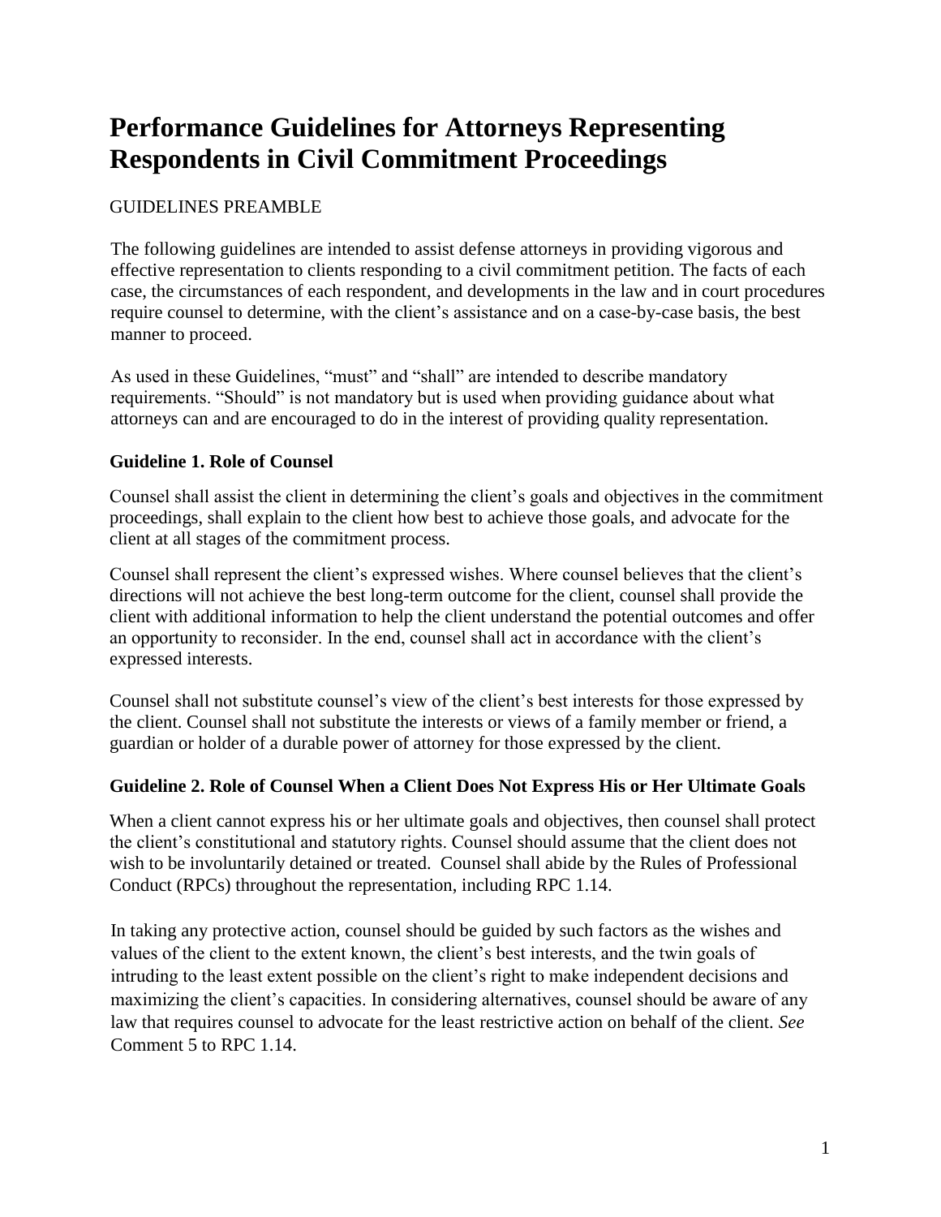# Performance Guidelines for Attorneys Representing Respondents in Civil Commitment Proceedings

GUIDELINES PREAMBLE

The following guidelines are intended to assist defense attorneys in providing vigorous and effective representation to clients responding to a civil commitment petition. The facts of each case, the circumstances of each respondent, and developments in the law and in court procedures require counsel to determine, with the client's assistance and on a case-by-case basis, the best manner to proceed.

As used in these Guidelines, "must" and "shall" are intended to describe mandatory requirements. "Should" is not mandatory but is used when providing guidance about what attorneys can and are encouraged to do in the interest of providing quality representation.

### Guideline 1. Role of Counsel

Counsel shall assist the client in determining the client's goals and objectives in the commitment proceedings, shall explain to the client how best to achieve those goals, and advocate for the client at all stages of the commitment process.

Counsel shall represent the client's expressed wishes. Where counsel believes that the client's directions will not achieve the best long-term outcome for the client, counsel shall provide the client with additional information to help the client understand the potential outcomes and offer an opportunity to reconsider. In the end, counsel shall act in accordance with the client's expressed interests.

Counsel shall not substitute counsel's view of the client's best interests for those expressed by the client. Counsel shall not substitute the interests or views of a family member or friend, a guardian or holder of a durable power of attorney for those expressed by the client.

### Guideline 2. Role of Counsel When a Client Does Not Express His or Her Ultimate Goals

When a client cannot express his or her ultimate goals and objectives, then counsel shall protect the client's constitutional and statutory rights. Counsel should assume that the client does not wish to be involuntarily detained or treated. Counsel shall abide by the Rules of Professional Conduct (RPCs) throughout the representation, including RPC 1.14.

In taking any protective action, counsel should be guided by such factors as the wishes and values of the client to the extent known, the client's best interests, and the twin goals of intruding to the least extent possible on the client's right to make independent decisions and maximizing the client's capacities. In considering alternatives, counsel should be aware of any law that requires counsel to advocate for the least restrictive action on behalf of the client. *See* Comment 5 to RPC 1.14.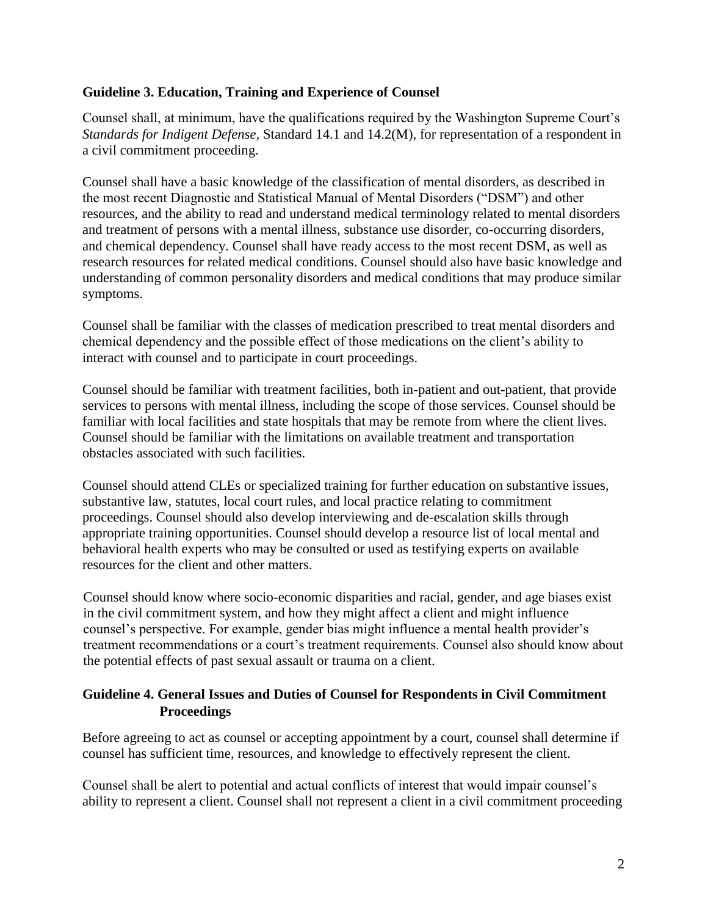### Guideline 3. Education, Training and Experience of Counsel

Counsel shall, at minimum, have the qualifications required by the Washington Supreme Court's *Standards for Indigent Defense*, Standard 14.1 and 14.2(M), for representation of a respondent in a civil commitment proceeding.

Counsel shall have a basic knowledge of the classification of mental disorders, as described in the most recent Diagnostic and Statistical Manual of Mental Disorders ("DSM") and other resources, and the ability to read and understand medical terminology related to mental disorders and treatment of persons with a mental illness, substance use disorder, co-occurring disorders, and chemical dependency. Counsel shall have ready access to the most recent DSM, as well as research resources for related medical conditions. Counsel should also have basic knowledge and understanding of common personality disorders and medical conditions that may produce similar symptoms.

Counsel shall be familiar with the classes of medication prescribed to treat mental disorders and chemical dependency and the possible effect of those medications on the client's ability to interact with counsel and to participate in court proceedings.

Counsel should be familiar with treatment facilities, both in-patient and out-patient, that provide services to persons with mental illness, including the scope of those services. Counsel should be familiar with local facilities and state hospitals that may be remote from where the client lives. Counsel should be familiar with the limitations on available treatment and transportation obstacles associated with such facilities.

Counsel should attend CLEs or specialized training for further education on substantive issues, substantive law, statutes, local court rules, and local practice relating to commitment proceedings. Counsel should also develop interviewing and de-escalation skills through appropriate training opportunities. Counsel should develop a resource list of local mental and behavioral health experts who may be consulted or used as testifying experts on available resources for the client and other matters.

Counsel should know where socio-economic disparities and racial, gender, and age biases exist in the civil commitment system, and how they might affect a client and might influence counsel's perspective. For example, gender bias might influence a mental health provider's treatment recommendations or a court's treatment requirements. Counsel also should know about the potential effects of past sexual assault or trauma on a client.

### Guideline 4. General Issues and Duties of Counsel for Respondents in Civil Commitment Proceedings

Before agreeing to act as counsel or accepting appointment by a court, counsel shall determine if counsel has sufficient time, resources, and knowledge to effectively represent the client.

Counsel shall be alert to potential and actual conflicts of interest that would impair counsel's ability to represent a client. Counsel shall not represent a client in a civil commitment proceeding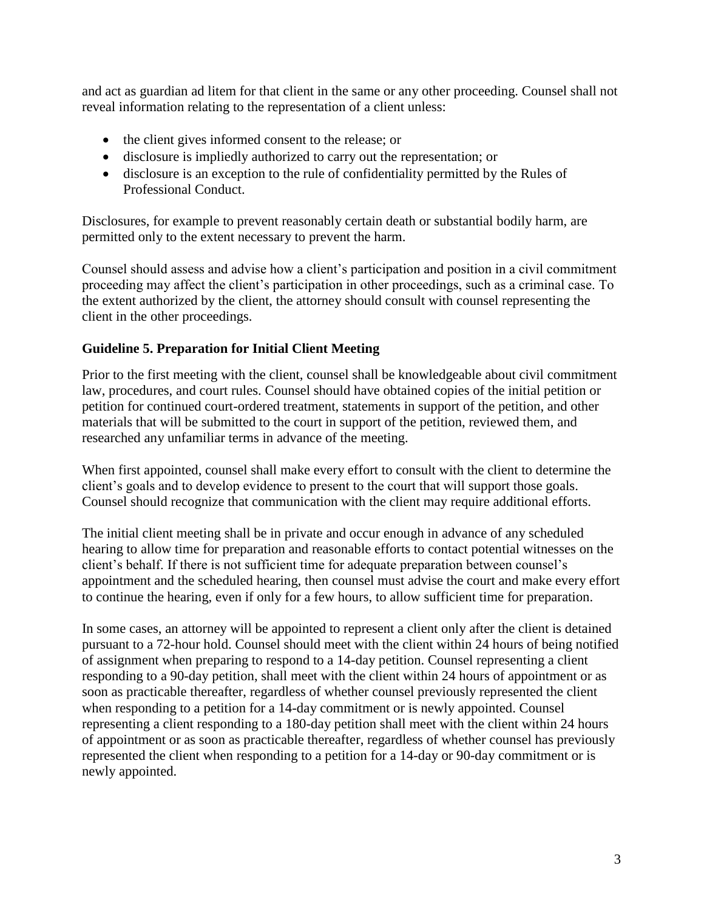and act as guardian ad litem for that client in the same or any other proceeding. Counsel shall not reveal information relating to the representation of a client unless:

- the client gives informed consent to the release; or
- disclosure is impliedly authorized to carry out the representation; or
- disclosure is an exception to the rule of confidentiality permitted by the Rules of Professional Conduct.

Disclosures, for example to prevent reasonably certain death or substantial bodily harm, are permitted only to the extent necessary to prevent the harm.

Counsel should assess and advise how a client's participation and position in a civil commitment proceeding may affect the client's participation in other proceedings, such as a criminal case. To the extent authorized by the client, the attorney should consult with counsel representing the client in the other proceedings.

### Guideline 5. Preparation for Initial Client Meeting

Prior to the first meeting with the client, counsel shall be knowledgeable about civil commitment law, procedures, and court rules. Counsel should have obtained copies of the initial petition or petition for continued court-ordered treatment, statements in support of the petition, and other materials that will be submitted to the court in support of the petition, reviewed them, and researched any unfamiliar terms in advance of the meeting.

When first appointed, counsel shall make every effort to consult with the client to determine the client's goals and to develop evidence to present to the court that will support those goals. Counsel should recognize that communication with the client may require additional efforts.

The initial client meeting shall be in private and occur enough in advance of any scheduled hearing to allow time for preparation and reasonable efforts to contact potential witnesses on the client's behalf. If there is not sufficient time for adequate preparation between counsel's appointment and the scheduled hearing, then counsel must advise the court and make every effort to continue the hearing, even if only for a few hours, to allow sufficient time for preparation.

In some cases, an attorney will be appointed to represent a client only after the client is detained pursuant to a 72-hour hold. Counsel should meet with the client within 24 hours of being notified of assignment when preparing to respond to a 14-day petition. Counsel representing a client responding to a 90-day petition, shall meet with the client within 24 hours of appointment or as soon as practicable thereafter, regardless of whether counsel previously represented the client when responding to a petition for a 14-day commitment or is newly appointed. Counsel representing a client responding to a 180-day petition shall meet with the client within 24 hours of appointment or as soon as practicable thereafter, regardless of whether counsel has previously represented the client when responding to a petition for a 14-day or 90-day commitment or is newly appointed.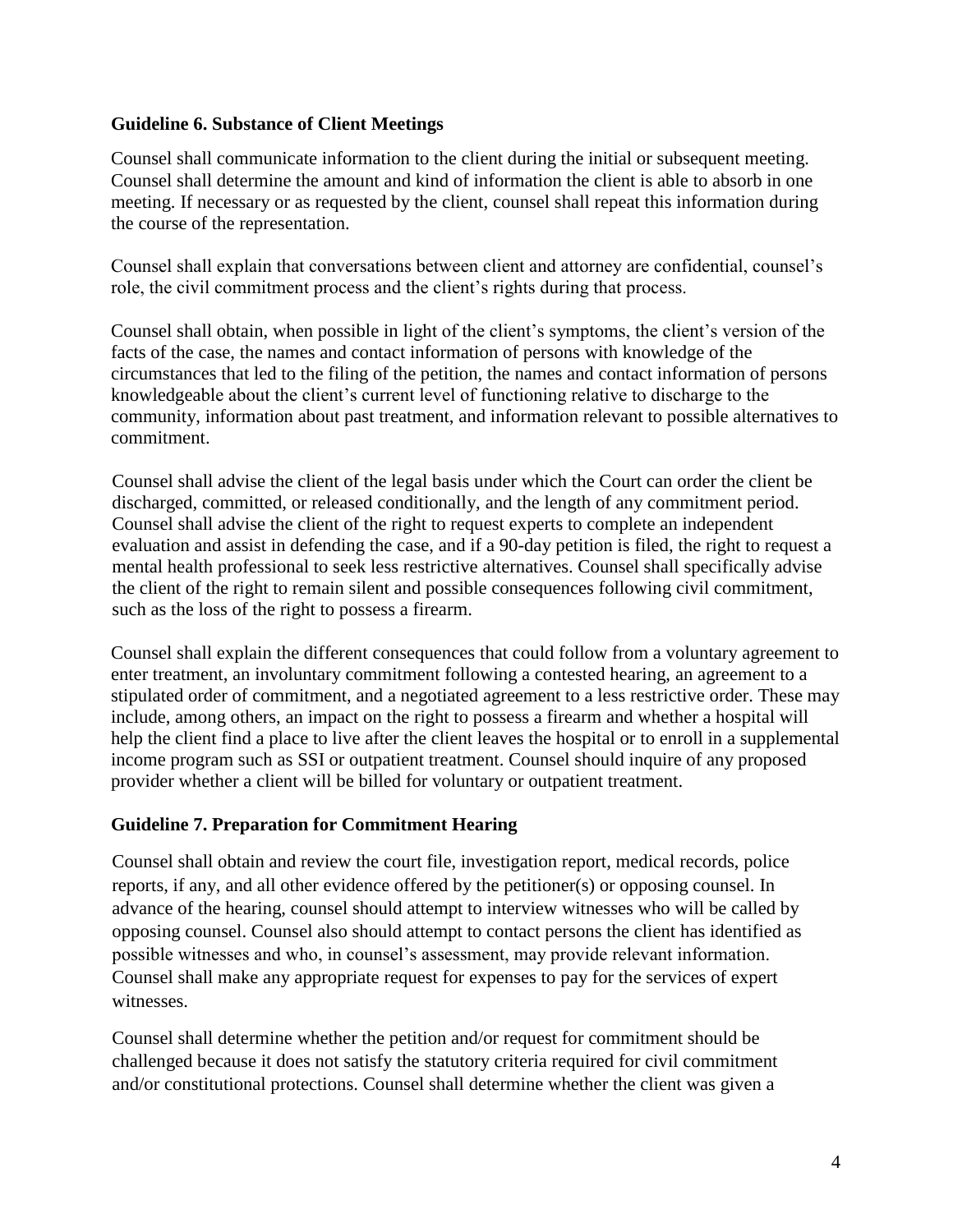### Guideline 6. Substance of Client Meetings

Counsel shall communicate information to the client during the initial or subsequent meeting. Counsel shall determine the amount and kind of information the client is able to absorb in one meeting. If necessary or as requested by the client, counsel shall repeat this information during the course of the representation.

Counsel shall explain that conversations between client and attorney are confidential, counsel's role, the civil commitment process and the client's rights during that process.

Counsel shall obtain, when possible in light of the client's symptoms, the client's version of the facts of the case, the names and contact information of persons with knowledge of the circumstances that led to the filing of the petition, the names and contact information of persons knowledgeable about the client's current level of functioning relative to discharge to the community, information about past treatment, and information relevant to possible alternatives to commitment.

Counsel shall advise the client of the legal basis under which the Court can order the client be discharged, committed, or released conditionally, and the length of any commitment period. Counsel shall advise the client of the right to request experts to complete an independent evaluation and assist in defending the case, and if a 90-day petition is filed, the right to request a mental health professional to seek less restrictive alternatives. Counsel shall specifically advise the client of the right to remain silent and possible consequences following civil commitment, such as the loss of the right to possess a firearm.

Counsel shall explain the different consequences that could follow from a voluntary agreement to enter treatment, an involuntary commitment following a contested hearing, an agreement to a stipulated order of commitment, and a negotiated agreement to a less restrictive order. These may include, among others, an impact on the right to possess a firearm and whether a hospital will help the client find a place to live after the client leaves the hospital or to enroll in a supplemental income program such as SSI or outpatient treatment. Counsel should inquire of any proposed provider whether a client will be billed for voluntary or outpatient treatment.

### Guideline 7. Preparation for Commitment Hearing

Counsel shall obtain and review the court file, investigation report, medical records, police reports, if any, and all other evidence offered by the petitioner(s) or opposing counsel. In advance of the hearing, counsel should attempt to interview witnesses who will be called by opposing counsel. Counsel also should attempt to contact persons the client has identified as possible witnesses and who, in counsel's assessment, may provide relevant information. Counsel shall make any appropriate request for expenses to pay for the services of expert witnesses.

Counsel shall determine whether the petition and/or request for commitment should be challenged because it does not satisfy the statutory criteria required for civil commitment and/or constitutional protections. Counsel shall determine whether the client was given a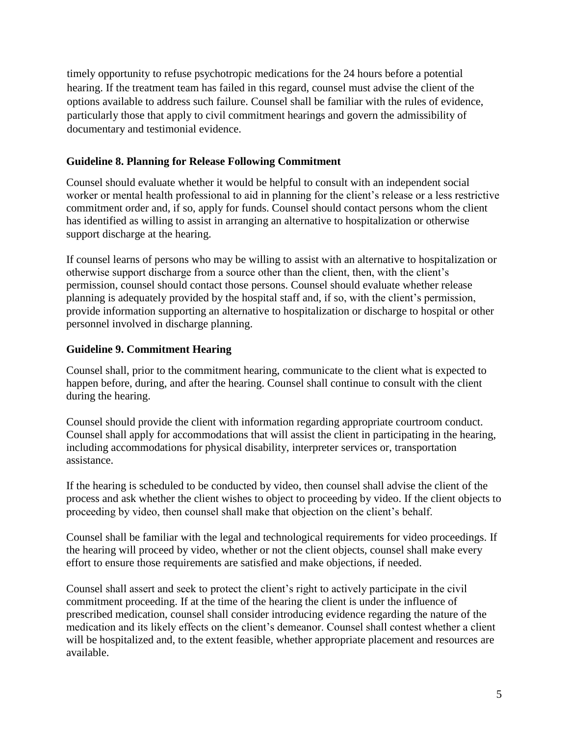timely opportunity to refuse psychotropic medications for the 24 hours before a potential hearing. If the treatment team has failed in this regard, counsel must advise the client of the options available to address such failure. Counsel shall be familiar with the rules of evidence, particularly those that apply to civil commitment hearings and govern the admissibility of documentary and testimonial evidence.

### Guideline 8. Planning for Release Following Commitment

Counsel should evaluate whether it would be helpful to consult with an independent social worker or mental health professional to aid in planning for the client's release or a less restrictive commitment order and, if so, apply for funds. Counsel should contact persons whom the client has identified as willing to assist in arranging an alternative to hospitalization or otherwise support discharge at the hearing.

If counsel learns of persons who may be willing to assist with an alternative to hospitalization or otherwise support discharge from a source other than the client, then, with the client's permission, counsel should contact those persons. Counsel should evaluate whether release planning is adequately provided by the hospital staff and, if so, with the client's permission, provide information supporting an alternative to hospitalization or discharge to hospital or other personnel involved in discharge planning.

### Guideline 9. Commitment Hearing

Counsel shall, prior to the commitment hearing, communicate to the client what is expected to happen before, during, and after the hearing. Counsel shall continue to consult with the client during the hearing.

Counsel should provide the client with information regarding appropriate courtroom conduct. Counsel shall apply for accommodations that will assist the client in participating in the hearing, including accommodations for physical disability, interpreter services or, transportation assistance.

If the hearing is scheduled to be conducted by video, then counsel shall advise the client of the process and ask whether the client wishes to object to proceeding by video. If the client objects to proceeding by video, then counsel shall make that objection on the client's behalf.

Counsel shall be familiar with the legal and technological requirements for video proceedings. If the hearing will proceed by video, whether or not the client objects, counsel shall make every effort to ensure those requirements are satisfied and make objections, if needed.

Counsel shall assert and seek to protect the client's right to actively participate in the civil commitment proceeding. If at the time of the hearing the client is under the influence of prescribed medication, counsel shall consider introducing evidence regarding the nature of the medication and its likely effects on the client's demeanor. Counsel shall contest whether a client will be hospitalized and, to the extent feasible, whether appropriate placement and resources are available.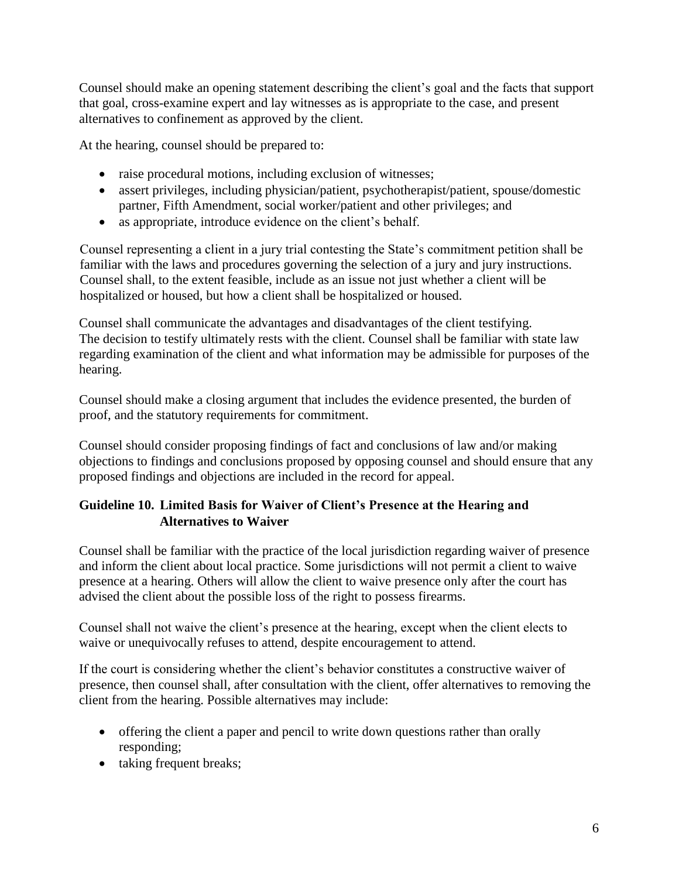Counsel should make an opening statement describing the client's goal and the facts that support that goal, cross-examine expert and lay witnesses as is appropriate to the case, and present alternatives to confinement as approved by the client.

At the hearing, counsel should be prepared to:

- raise procedural motions, including exclusion of witnesses;
- assert privileges, including physician/patient, psychotherapist/patient, spouse/domestic partner, Fifth Amendment, social worker/patient and other privileges; and
- as appropriate, introduce evidence on the client's behalf.

Counsel representing a client in a jury trial contesting the State's commitment petition shall be familiar with the laws and procedures governing the selection of a jury and jury instructions. Counsel shall, to the extent feasible, include as an issue not just whether a client will be hospitalized or housed, but how a client shall be hospitalized or housed.

Counsel shall communicate the advantages and disadvantages of the client testifying. The decision to testify ultimately rests with the client. Counsel shall be familiar with state law regarding examination of the client and what information may be admissible for purposes of the hearing.

Counsel should make a closing argument that includes the evidence presented, the burden of proof, and the statutory requirements for commitment.

Counsel should consider proposing findings of fact and conclusions of law and/or making objections to findings and conclusions proposed by opposing counsel and should ensure that any proposed findings and objections are included in the record for appeal.

### Guideline 10. Limited Basis for Waiver of Client's Presence at the Hearing and Alternatives to Waiver

Counsel shall be familiar with the practice of the local jurisdiction regarding waiver of presence and inform the client about local practice. Some jurisdictions will not permit a client to waive presence at a hearing. Others will allow the client to waive presence only after the court has advised the client about the possible loss of the right to possess firearms.

Counsel shall not waive the client's presence at the hearing, except when the client elects to waive or unequivocally refuses to attend, despite encouragement to attend.

If the court is considering whether the client's behavior constitutes a constructive waiver of presence, then counsel shall, after consultation with the client, offer alternatives to removing the client from the hearing. Possible alternatives may include:

- offering the client a paper and pencil to write down questions rather than orally responding;
- taking frequent breaks;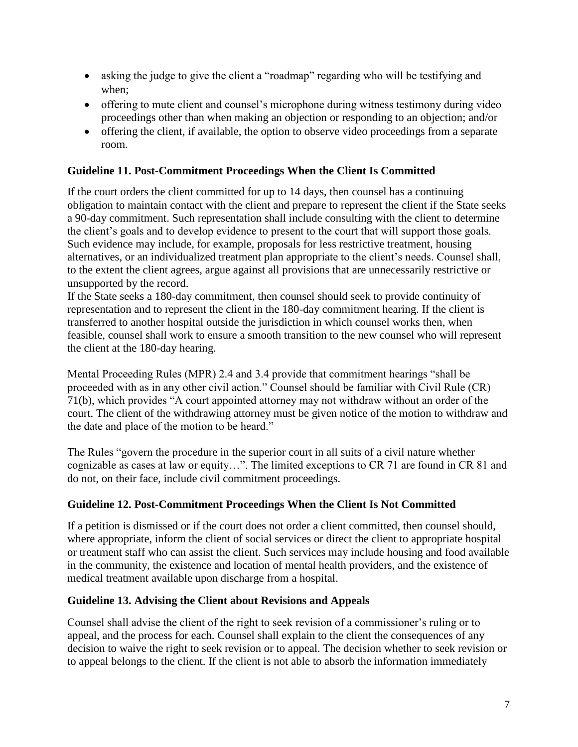- asking the judge to give the client a "roadmap" regarding who will be testifying and when;
- offering to mute client and counsel's microphone during witness testimony during video proceedings other than when making an objection or responding to an objection; and/or
- offering the client, if available, the option to observe video proceedings from a separate room.

### Guideline 11. Post-Commitment Proceedings When the Client Is Committed

If the court orders the client committed for up to 14 days, then counsel has a continuing obligation to maintain contact with the client and prepare to represent the client if the State seeks a 90-day commitment. Such representation shall include consulting with the client to determine the client's goals and to develop evidence to present to the court that will support those goals. Such evidence may include, for example, proposals for less restrictive treatment, housing alternatives, or an individualized treatment plan appropriate to the client's needs. Counsel shall, to the extent the client agrees, argue against all provisions that are unnecessarily restrictive or unsupported by the record.
If the State seeks a 180-day commitment, then counsel should seek to provide continuity of representation and to represent the client in the 180-day commitment hearing. If the client is transferred to another hospital outside the jurisdiction in which counsel works then, when feasible, counsel shall work to ensure a smooth transition to the new counsel who will represent the client at the 180-day hearing.

Mental Proceeding Rules (MPR) 2.4 and 3.4 provide that commitment hearings "shall be proceeded with as in any other civil action." Counsel should be familiar with Civil Rule (CR) 71(b), which provides "A court appointed attorney may not withdraw without an order of the court. The client of the withdrawing attorney must be given notice of the motion to withdraw and the date and place of the motion to be heard."

The Rules "govern the procedure in the superior court in all suits of a civil nature whether cognizable as cases at law or equity…". The limited exceptions to CR 71 are found in CR 81 and do not, on their face, include civil commitment proceedings.

### Guideline 12. Post-Commitment Proceedings When the Client Is Not Committed

If a petition is dismissed or if the court does not order a client committed, then counsel should, where appropriate, inform the client of social services or direct the client to appropriate hospital or treatment staff who can assist the client. Such services may include housing and food available in the community, the existence and location of mental health providers, and the existence of medical treatment available upon discharge from a hospital.

### Guideline 13. Advising the Client about Revisions and Appeals

Counsel shall advise the client of the right to seek revision of a commissioner's ruling or to appeal, and the process for each. Counsel shall explain to the client the consequences of any decision to waive the right to seek revision or to appeal. The decision whether to seek revision or to appeal belongs to the client. If the client is not able to absorb the information immediately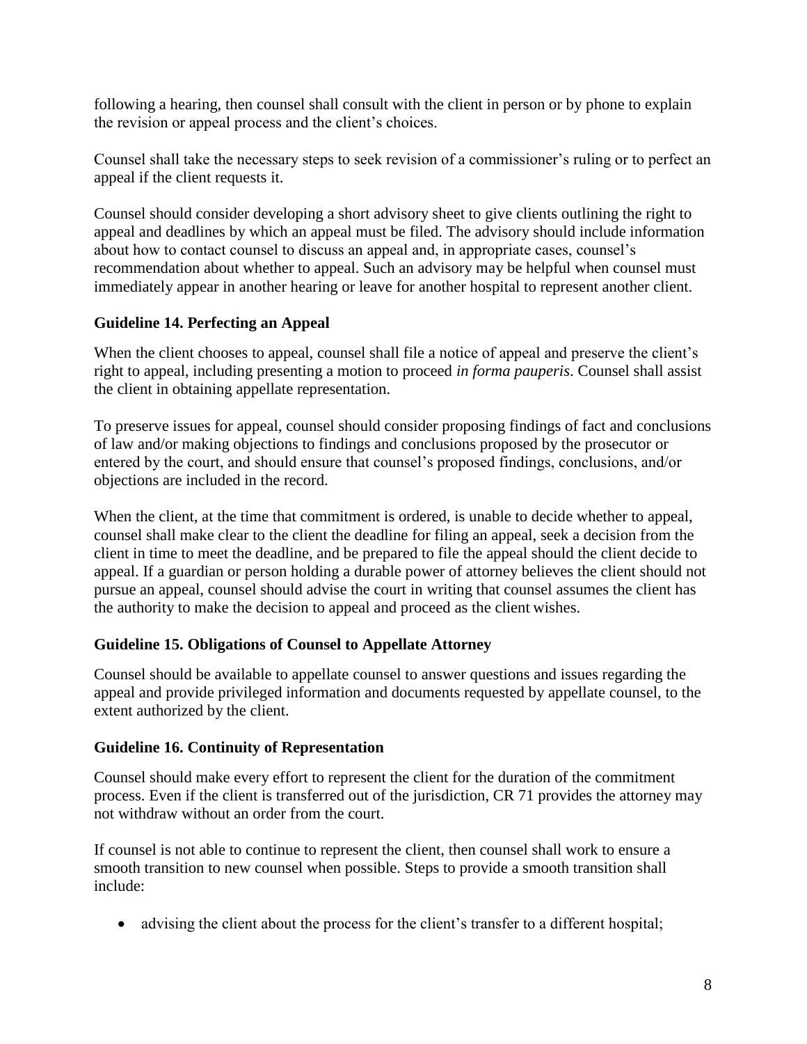following a hearing, then counsel shall consult with the client in person or by phone to explain the revision or appeal process and the client's choices.

Counsel shall take the necessary steps to seek revision of a commissioner's ruling or to perfect an appeal if the client requests it.

Counsel should consider developing a short advisory sheet to give clients outlining the right to appeal and deadlines by which an appeal must be filed. The advisory should include information about how to contact counsel to discuss an appeal and, in appropriate cases, counsel's recommendation about whether to appeal. Such an advisory may be helpful when counsel must immediately appear in another hearing or leave for another hospital to represent another client.

### Guideline 14. Perfecting an Appeal

When the client chooses to appeal, counsel shall file a notice of appeal and preserve the client's right to appeal, including presenting a motion to proceed *in forma pauperis*. Counsel shall assist the client in obtaining appellate representation.

To preserve issues for appeal, counsel should consider proposing findings of fact and conclusions of law and/or making objections to findings and conclusions proposed by the prosecutor or entered by the court, and should ensure that counsel's proposed findings, conclusions, and/or objections are included in the record.

When the client, at the time that commitment is ordered, is unable to decide whether to appeal, counsel shall make clear to the client the deadline for filing an appeal, seek a decision from the client in time to meet the deadline, and be prepared to file the appeal should the client decide to appeal. If a guardian or person holding a durable power of attorney believes the client should not pursue an appeal, counsel should advise the court in writing that counsel assumes the client has the authority to make the decision to appeal and proceed as the client wishes.

### Guideline 15. Obligations of Counsel to Appellate Attorney

Counsel should be available to appellate counsel to answer questions and issues regarding the appeal and provide privileged information and documents requested by appellate counsel, to the extent authorized by the client.

### Guideline 16. Continuity of Representation

Counsel should make every effort to represent the client for the duration of the commitment process. Even if the client is transferred out of the jurisdiction, CR 71 provides the attorney may not withdraw without an order from the court.

If counsel is not able to continue to represent the client, then counsel shall work to ensure a smooth transition to new counsel when possible. Steps to provide a smooth transition shall include:

- advising the client about the process for the client's transfer to a different hospital;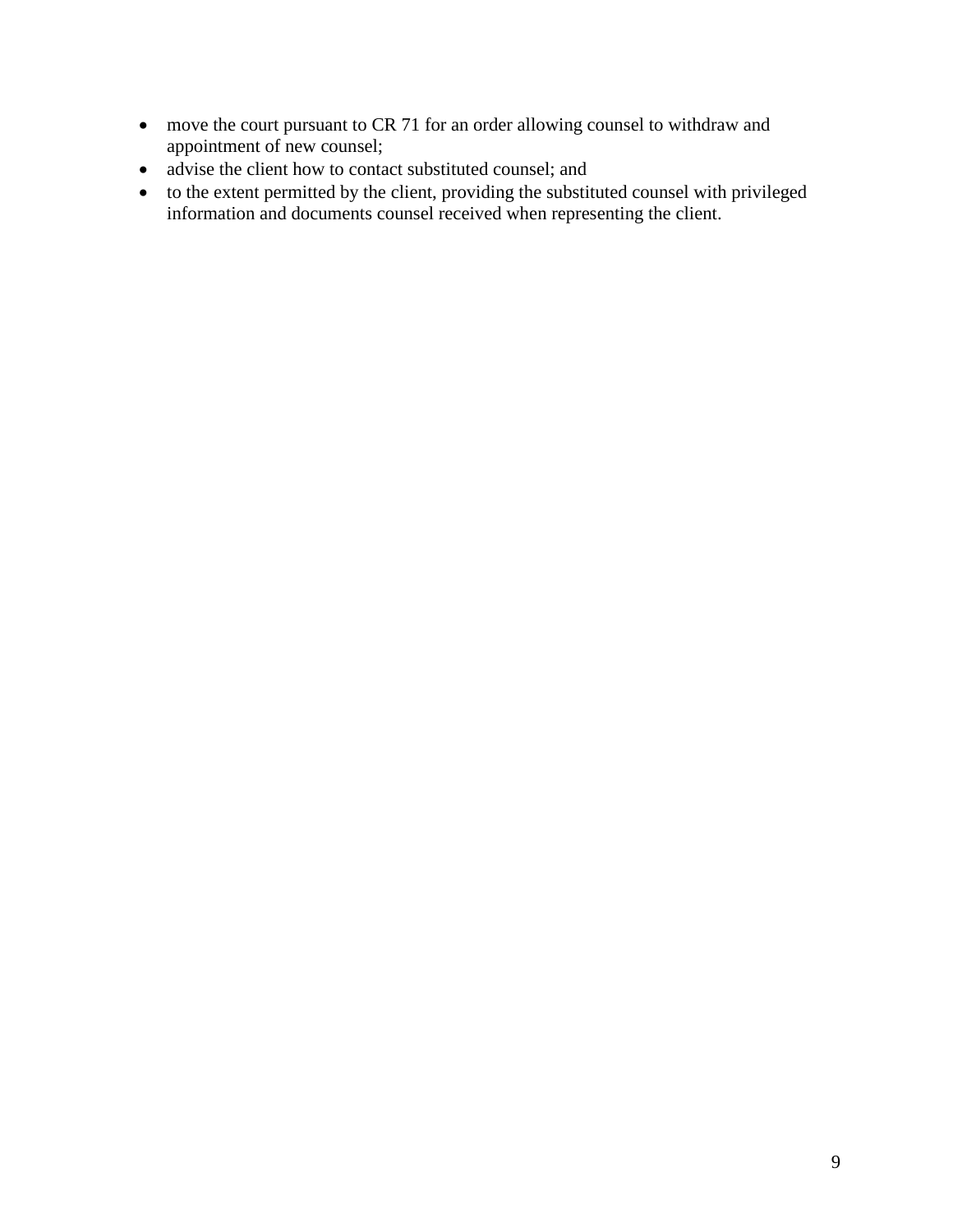- move the court pursuant to CR 71 for an order allowing counsel to withdraw and appointment of new counsel;
- advise the client how to contact substituted counsel; and
- to the extent permitted by the client, providing the substituted counsel with privileged information and documents counsel received when representing the client.